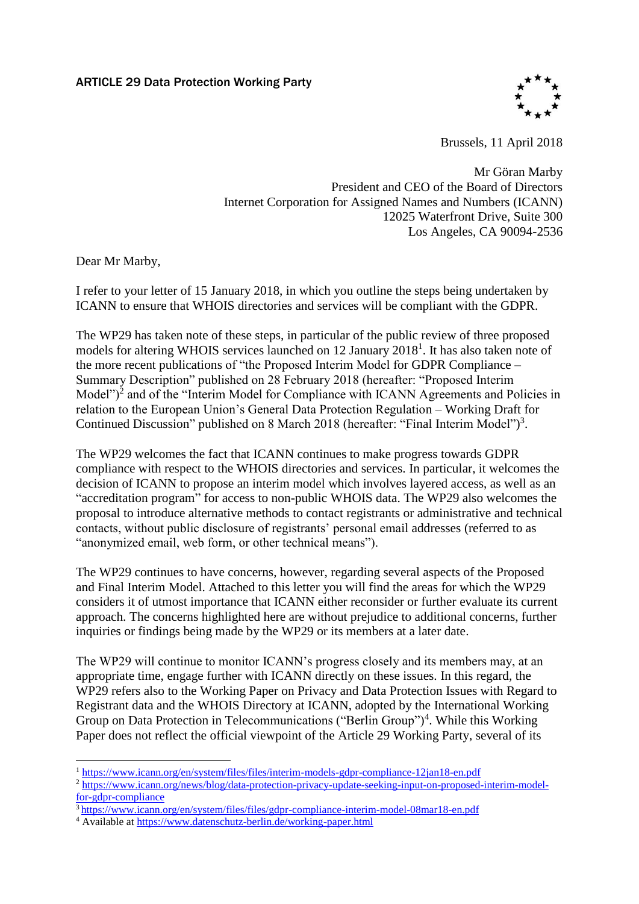ARTICLE 29 Data Protection Working Party

Brussels, 11 April 2018

Mr Göran Marby
President and CEO of the Board of Directors
Internet Corporation for Assigned Names and Numbers (ICANN)
12025 Waterfront Drive, Suite 300
Los Angeles, CA 90094-2536

Dear Mr Marby,

I refer to your letter of 15 January 2018, in which you outline the steps being undertaken by ICANN to ensure that WHOIS directories and services will be compliant with the GDPR.

The WP29 has taken note of these steps, in particular of the public review of three proposed models for altering WHOIS services launched on 12 January 2018[1]. It has also taken note of the more recent publications of "the Proposed Interim Model for GDPR Compliance – Summary Description" published on 28 February 2018 (hereafter: "Proposed Interim Model")[2] and of the "Interim Model for Compliance with ICANN Agreements and Policies in relation to the European Union's General Data Protection Regulation – Working Draft for Continued Discussion" published on 8 March 2018 (hereafter: "Final Interim Model")[3].

The WP29 welcomes the fact that ICANN continues to make progress towards GDPR compliance with respect to the WHOIS directories and services. In particular, it welcomes the decision of ICANN to propose an interim model which involves layered access, as well as an "accreditation program" for access to non-public WHOIS data. The WP29 also welcomes the proposal to introduce alternative methods to contact registrants or administrative and technical contacts, without public disclosure of registrants' personal email addresses (referred to as "anonymized email, web form, or other technical means").

The WP29 continues to have concerns, however, regarding several aspects of the Proposed and Final Interim Model. Attached to this letter you will find the areas for which the WP29 considers it of utmost importance that ICANN either reconsider or further evaluate its current approach. The concerns highlighted here are without prejudice to additional concerns, further inquiries or findings being made by the WP29 or its members at a later date.

The WP29 will continue to monitor ICANN's progress closely and its members may, at an appropriate time, engage further with ICANN directly on these issues. In this regard, the WP29 refers also to the Working Paper on Privacy and Data Protection Issues with Regard to Registrant data and the WHOIS Directory at ICANN, adopted by the International Working Group on Data Protection in Telecommunications ("Berlin Group")[4]. While this Working Paper does not reflect the official viewpoint of the Article 29 Working Party, several of its

---

[1] https://www.icann.org/en/system/files/files/interim-models-gdpr-compliance-12jan18-en.pdf

[2] https://www.icann.org/news/blog/data-protection-privacy-update-seeking-input-on-proposed-interim-model-for-gdpr-compliance

[3] https://www.icann.org/en/system/files/files/gdpr-compliance-interim-model-08mar18-en.pdf

[4] Available at https://www.datenschutz-berlin.de/working-paper.html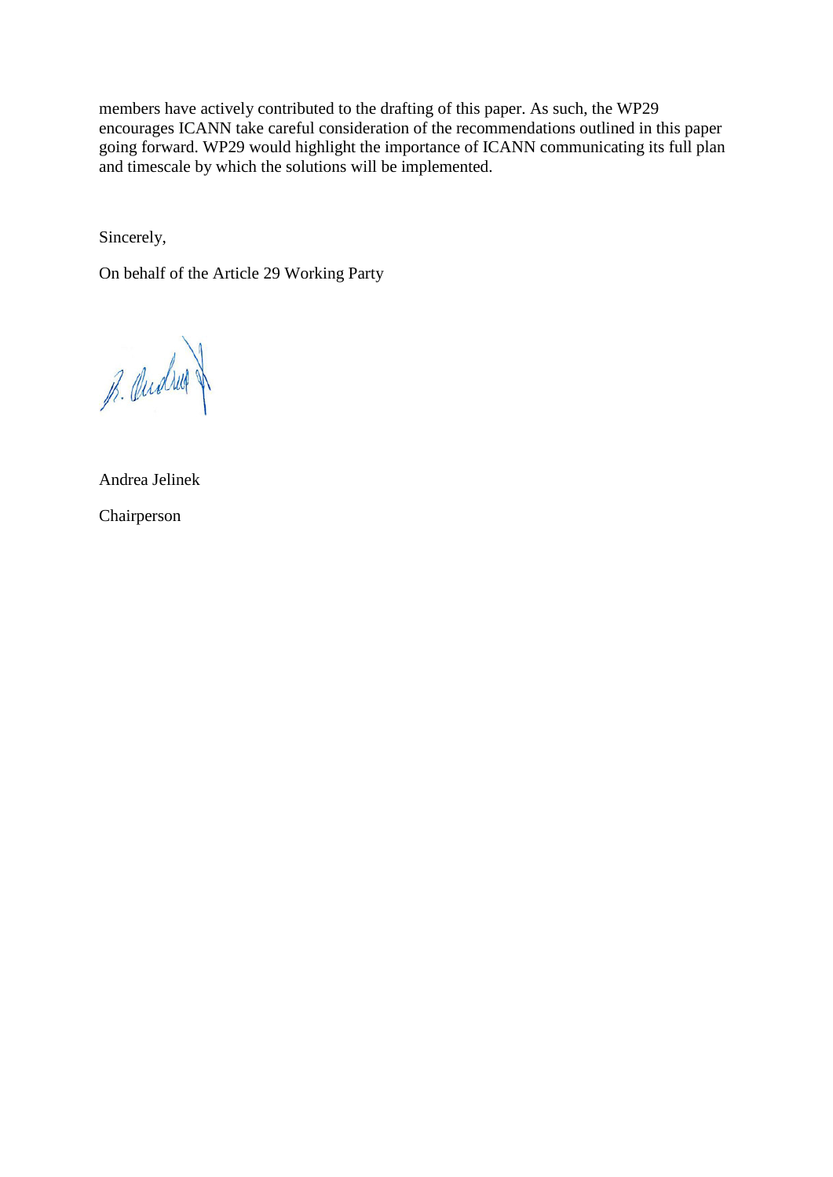members have actively contributed to the drafting of this paper. As such, the WP29 encourages ICANN take careful consideration of the recommendations outlined in this paper going forward. WP29 would highlight the importance of ICANN communicating its full plan and timescale by which the solutions will be implemented.

Sincerely,

On behalf of the Article 29 Working Party

Andrea Jelinek

Chairperson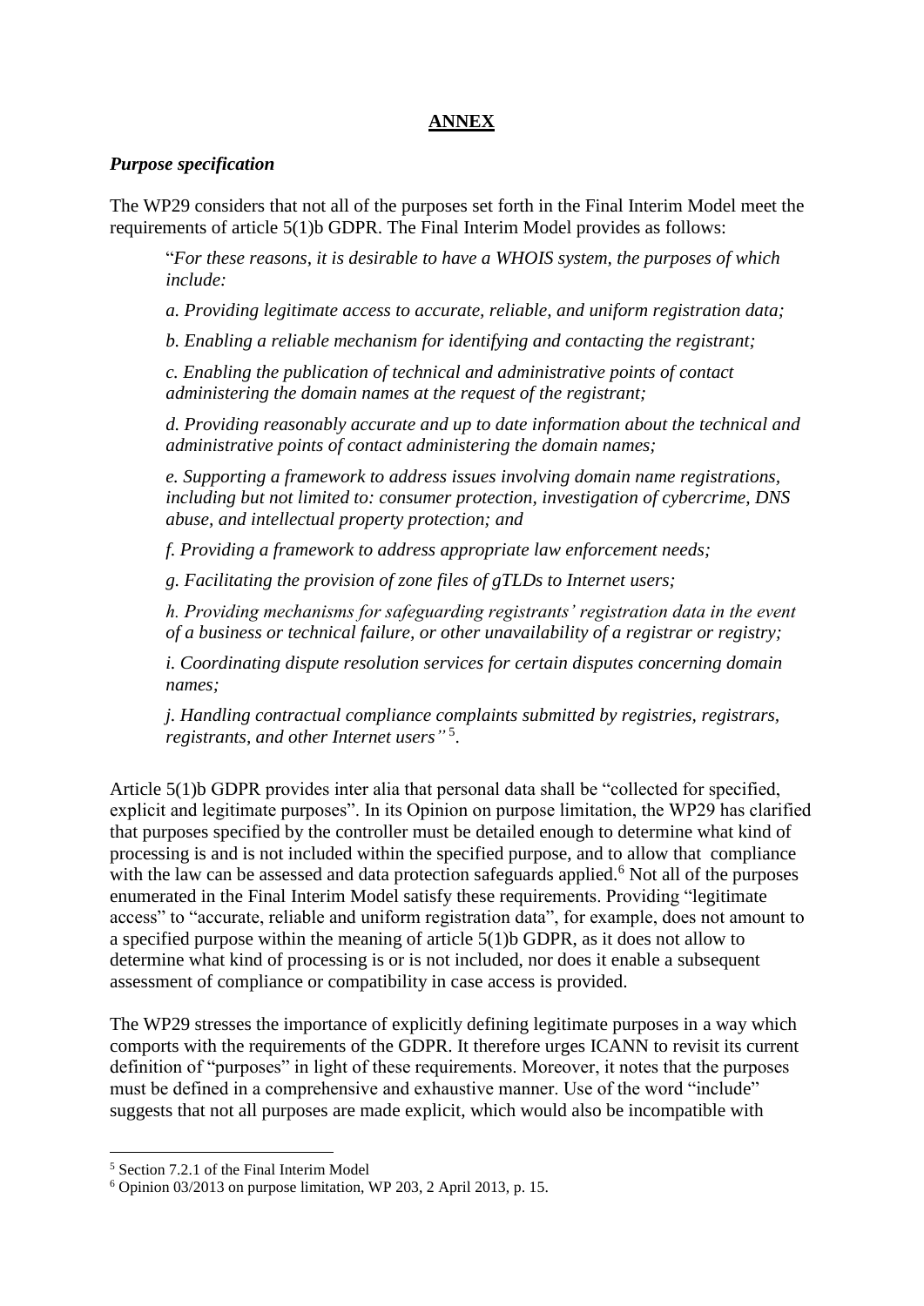## **ANNEX**

### ***Purpose specification***

The WP29 considers that not all of the purposes set forth in the Final Interim Model meet the requirements of article 5(1)b GDPR. The Final Interim Model provides as follows:

> "*For these reasons, it is desirable to have a WHOIS system, the purposes of which include:*
>
> *a. Providing legitimate access to accurate, reliable, and uniform registration data;*
>
> *b. Enabling a reliable mechanism for identifying and contacting the registrant;*
>
> *c. Enabling the publication of technical and administrative points of contact administering the domain names at the request of the registrant;*
>
> *d. Providing reasonably accurate and up to date information about the technical and administrative points of contact administering the domain names;*
>
> *e. Supporting a framework to address issues involving domain name registrations, including but not limited to: consumer protection, investigation of cybercrime, DNS abuse, and intellectual property protection; and*
>
> *f. Providing a framework to address appropriate law enforcement needs;*
>
> *g. Facilitating the provision of zone files of gTLDs to Internet users;*
>
> *h. Providing mechanisms for safeguarding registrants' registration data in the event of a business or technical failure, or other unavailability of a registrar or registry;*
>
> *i. Coordinating dispute resolution services for certain disputes concerning domain names;*
>
> *j. Handling contractual compliance complaints submitted by registries, registrars, registrants, and other Internet users"* [5].

Article 5(1)b GDPR provides inter alia that personal data shall be "collected for specified, explicit and legitimate purposes". In its Opinion on purpose limitation, the WP29 has clarified that purposes specified by the controller must be detailed enough to determine what kind of processing is and is not included within the specified purpose, and to allow that compliance with the law can be assessed and data protection safeguards applied.[6] Not all of the purposes enumerated in the Final Interim Model satisfy these requirements. Providing "legitimate access" to "accurate, reliable and uniform registration data", for example, does not amount to a specified purpose within the meaning of article 5(1)b GDPR, as it does not allow to determine what kind of processing is or is not included, nor does it enable a subsequent assessment of compliance or compatibility in case access is provided.

The WP29 stresses the importance of explicitly defining legitimate purposes in a way which comports with the requirements of the GDPR. It therefore urges ICANN to revisit its current definition of "purposes" in light of these requirements. Moreover, it notes that the purposes must be defined in a comprehensive and exhaustive manner. Use of the word "include" suggests that not all purposes are made explicit, which would also be incompatible with

---

[5] Section 7.2.1 of the Final Interim Model

[6] Opinion 03/2013 on purpose limitation, WP 203, 2 April 2013, p. 15.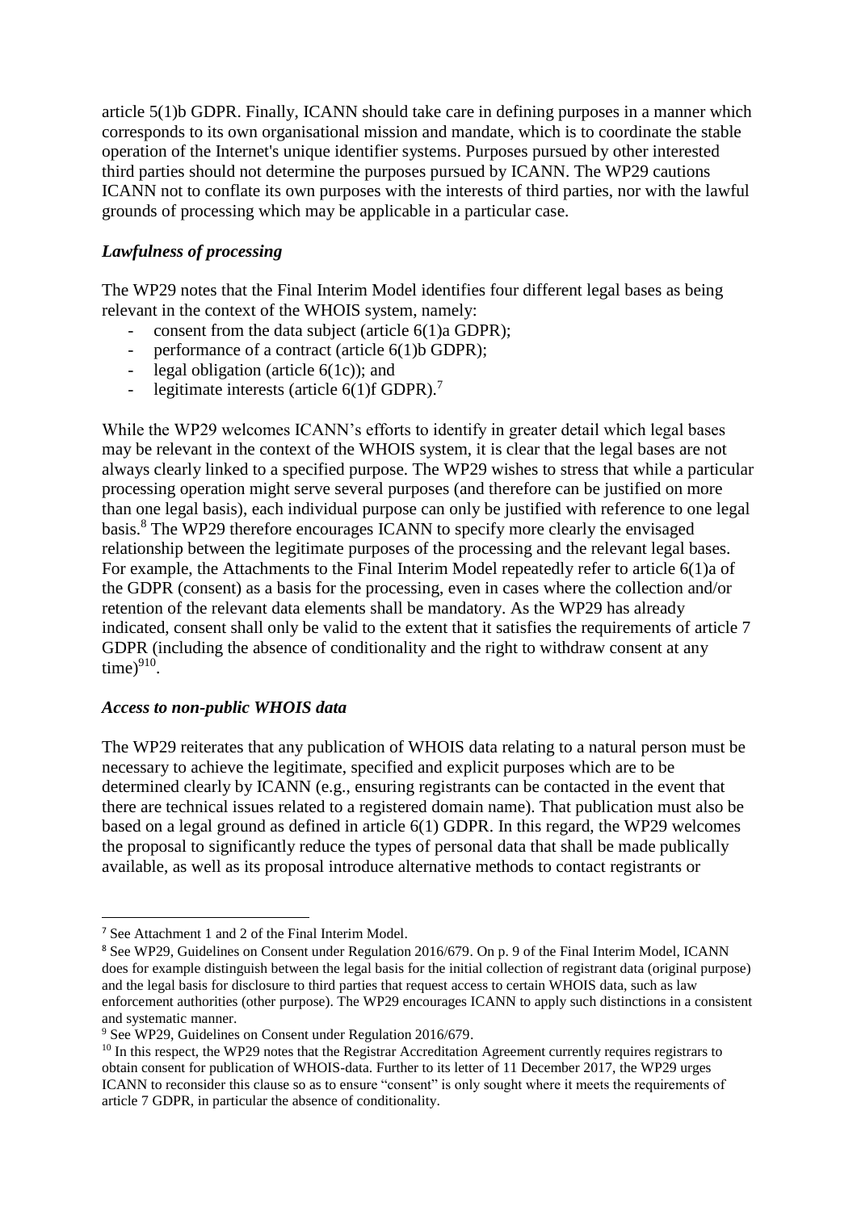article 5(1)b GDPR. Finally, ICANN should take care in defining purposes in a manner which corresponds to its own organisational mission and mandate, which is to coordinate the stable operation of the Internet's unique identifier systems. Purposes pursued by other interested third parties should not determine the purposes pursued by ICANN. The WP29 cautions ICANN not to conflate its own purposes with the interests of third parties, nor with the lawful grounds of processing which may be applicable in a particular case.

### *Lawfulness of processing*

The WP29 notes that the Final Interim Model identifies four different legal bases as being relevant in the context of the WHOIS system, namely:

- consent from the data subject (article 6(1)a GDPR);
- performance of a contract (article 6(1)b GDPR);
- legal obligation (article 6(1c)); and
- legitimate interests (article 6(1)f GDPR).[7]

While the WP29 welcomes ICANN's efforts to identify in greater detail which legal bases may be relevant in the context of the WHOIS system, it is clear that the legal bases are not always clearly linked to a specified purpose. The WP29 wishes to stress that while a particular processing operation might serve several purposes (and therefore can be justified on more than one legal basis), each individual purpose can only be justified with reference to one legal basis.[8] The WP29 therefore encourages ICANN to specify more clearly the envisaged relationship between the legitimate purposes of the processing and the relevant legal bases. For example, the Attachments to the Final Interim Model repeatedly refer to article 6(1)a of the GDPR (consent) as a basis for the processing, even in cases where the collection and/or retention of the relevant data elements shall be mandatory. As the WP29 has already indicated, consent shall only be valid to the extent that it satisfies the requirements of article 7 GDPR (including the absence of conditionality and the right to withdraw consent at any time)[9][10].

### *Access to non-public WHOIS data*

The WP29 reiterates that any publication of WHOIS data relating to a natural person must be necessary to achieve the legitimate, specified and explicit purposes which are to be determined clearly by ICANN (e.g., ensuring registrants can be contacted in the event that there are technical issues related to a registered domain name). That publication must also be based on a legal ground as defined in article 6(1) GDPR. In this regard, the WP29 welcomes the proposal to significantly reduce the types of personal data that shall be made publically available, as well as its proposal introduce alternative methods to contact registrants or

---

[7] See Attachment 1 and 2 of the Final Interim Model.

[8] See WP29, Guidelines on Consent under Regulation 2016/679. On p. 9 of the Final Interim Model, ICANN does for example distinguish between the legal basis for the initial collection of registrant data (original purpose) and the legal basis for disclosure to third parties that request access to certain WHOIS data, such as law enforcement authorities (other purpose). The WP29 encourages ICANN to apply such distinctions in a consistent and systematic manner.

[9] See WP29, Guidelines on Consent under Regulation 2016/679.

[10] In this respect, the WP29 notes that the Registrar Accreditation Agreement currently requires registrars to obtain consent for publication of WHOIS-data. Further to its letter of 11 December 2017, the WP29 urges ICANN to reconsider this clause so as to ensure "consent" is only sought where it meets the requirements of article 7 GDPR, in particular the absence of conditionality.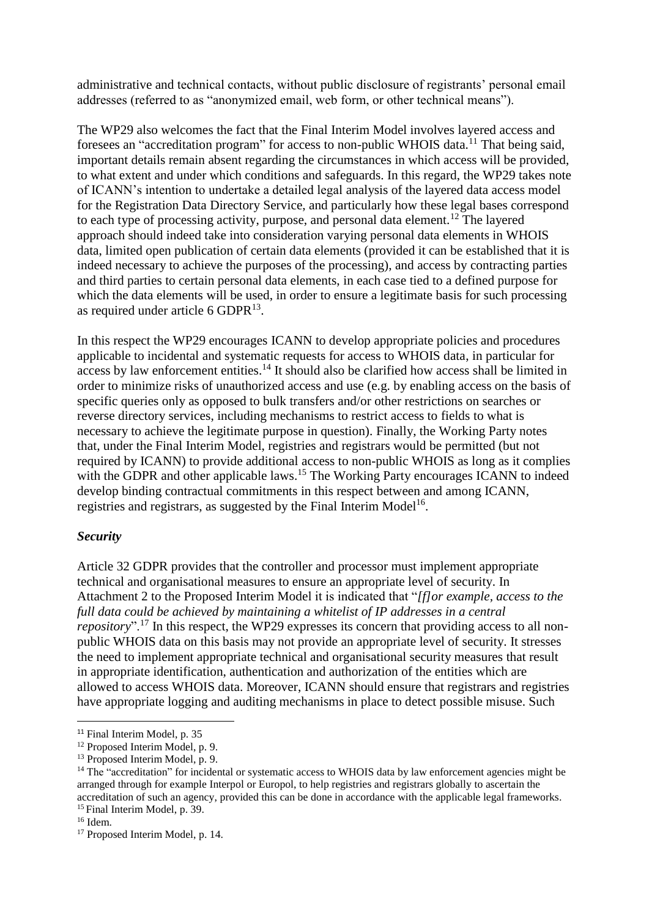administrative and technical contacts, without public disclosure of registrants' personal email addresses (referred to as "anonymized email, web form, or other technical means").

The WP29 also welcomes the fact that the Final Interim Model involves layered access and foresees an "accreditation program" for access to non-public WHOIS data.[11] That being said, important details remain absent regarding the circumstances in which access will be provided, to what extent and under which conditions and safeguards. In this regard, the WP29 takes note of ICANN's intention to undertake a detailed legal analysis of the layered data access model for the Registration Data Directory Service, and particularly how these legal bases correspond to each type of processing activity, purpose, and personal data element.[12] The layered approach should indeed take into consideration varying personal data elements in WHOIS data, limited open publication of certain data elements (provided it can be established that it is indeed necessary to achieve the purposes of the processing), and access by contracting parties and third parties to certain personal data elements, in each case tied to a defined purpose for which the data elements will be used, in order to ensure a legitimate basis for such processing as required under article 6 GDPR[13].

In this respect the WP29 encourages ICANN to develop appropriate policies and procedures applicable to incidental and systematic requests for access to WHOIS data, in particular for access by law enforcement entities.[14] It should also be clarified how access shall be limited in order to minimize risks of unauthorized access and use (e.g. by enabling access on the basis of specific queries only as opposed to bulk transfers and/or other restrictions on searches or reverse directory services, including mechanisms to restrict access to fields to what is necessary to achieve the legitimate purpose in question). Finally, the Working Party notes that, under the Final Interim Model, registries and registrars would be permitted (but not required by ICANN) to provide additional access to non-public WHOIS as long as it complies with the GDPR and other applicable laws.[15] The Working Party encourages ICANN to indeed develop binding contractual commitments in this respect between and among ICANN, registries and registrars, as suggested by the Final Interim Model[16].

### *Security*

Article 32 GDPR provides that the controller and processor must implement appropriate technical and organisational measures to ensure an appropriate level of security. In Attachment 2 to the Proposed Interim Model it is indicated that "*[f]or example, access to the full data could be achieved by maintaining a whitelist of IP addresses in a central repository*".[17] In this respect, the WP29 expresses its concern that providing access to all non-public WHOIS data on this basis may not provide an appropriate level of security. It stresses the need to implement appropriate technical and organisational security measures that result in appropriate identification, authentication and authorization of the entities which are allowed to access WHOIS data. Moreover, ICANN should ensure that registrars and registries have appropriate logging and auditing mechanisms in place to detect possible misuse. Such

---

[11] Final Interim Model, p. 35

[12] Proposed Interim Model, p. 9.

[13] Proposed Interim Model, p. 9.

[14] The "accreditation" for incidental or systematic access to WHOIS data by law enforcement agencies might be arranged through for example Interpol or Europol, to help registries and registrars globally to ascertain the accreditation of such an agency, provided this can be done in accordance with the applicable legal frameworks.

[15] Final Interim Model, p. 39.

[16] Idem.

[17] Proposed Interim Model, p. 14.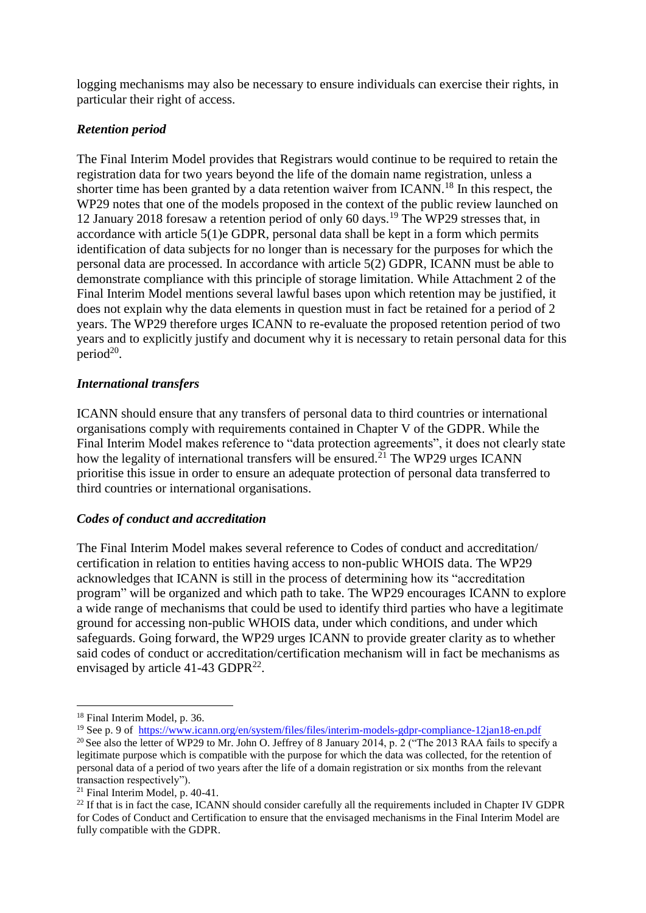logging mechanisms may also be necessary to ensure individuals can exercise their rights, in particular their right of access.

***Retention period***

The Final Interim Model provides that Registrars would continue to be required to retain the registration data for two years beyond the life of the domain name registration, unless a shorter time has been granted by a data retention waiver from ICANN.[18] In this respect, the WP29 notes that one of the models proposed in the context of the public review launched on 12 January 2018 foresaw a retention period of only 60 days.[19] The WP29 stresses that, in accordance with article 5(1)e GDPR, personal data shall be kept in a form which permits identification of data subjects for no longer than is necessary for the purposes for which the personal data are processed. In accordance with article 5(2) GDPR, ICANN must be able to demonstrate compliance with this principle of storage limitation. While Attachment 2 of the Final Interim Model mentions several lawful bases upon which retention may be justified, it does not explain why the data elements in question must in fact be retained for a period of 2 years. The WP29 therefore urges ICANN to re-evaluate the proposed retention period of two years and to explicitly justify and document why it is necessary to retain personal data for this period[20].

***International transfers***

ICANN should ensure that any transfers of personal data to third countries or international organisations comply with requirements contained in Chapter V of the GDPR. While the Final Interim Model makes reference to "data protection agreements", it does not clearly state how the legality of international transfers will be ensured.[21] The WP29 urges ICANN prioritise this issue in order to ensure an adequate protection of personal data transferred to third countries or international organisations.

***Codes of conduct and accreditation***

The Final Interim Model makes several reference to Codes of conduct and accreditation/ certification in relation to entities having access to non-public WHOIS data. The WP29 acknowledges that ICANN is still in the process of determining how its "accreditation program" will be organized and which path to take. The WP29 encourages ICANN to explore a wide range of mechanisms that could be used to identify third parties who have a legitimate ground for accessing non-public WHOIS data, under which conditions, and under which safeguards. Going forward, the WP29 urges ICANN to provide greater clarity as to whether said codes of conduct or accreditation/certification mechanism will in fact be mechanisms as envisaged by article 41-43 GDPR[22].

---

[18] Final Interim Model, p. 36.

[19] See p. 9 of https://www.icann.org/en/system/files/files/interim-models-gdpr-compliance-12jan18-en.pdf

[20] See also the letter of WP29 to Mr. John O. Jeffrey of 8 January 2014, p. 2 ("The 2013 RAA fails to specify a legitimate purpose which is compatible with the purpose for which the data was collected, for the retention of personal data of a period of two years after the life of a domain registration or six months from the relevant transaction respectively").

[21] Final Interim Model, p. 40-41.

[22] If that is in fact the case, ICANN should consider carefully all the requirements included in Chapter IV GDPR for Codes of Conduct and Certification to ensure that the envisaged mechanisms in the Final Interim Model are fully compatible with the GDPR.